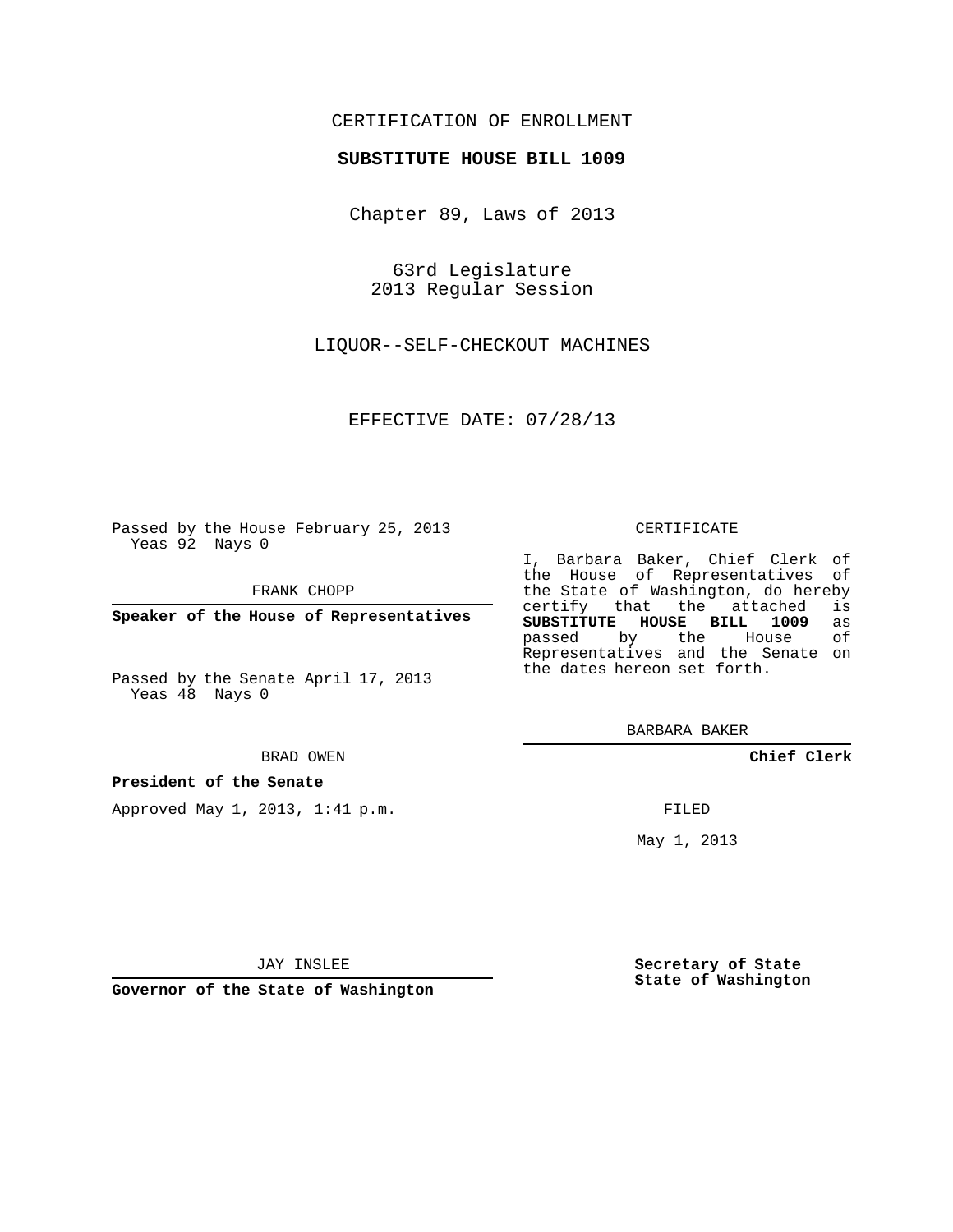CERTIFICATION OF ENROLLMENT

**SUBSTITUTE HOUSE BILL 1009**

Chapter 89, Laws of 2013

63rd Legislature
2013 Regular Session

LIQUOR--SELF-CHECKOUT MACHINES

EFFECTIVE DATE: 07/28/13

Passed by the House February 25, 2013
Yeas 92 Nays 0

FRANK CHOPP

**Speaker of the House of Representatives**

Passed by the Senate April 17, 2013
Yeas 48 Nays 0

BRAD OWEN

**President of the Senate**

Approved May 1, 2013, 1:41 p.m.

JAY INSLEE

**Governor of the State of Washington**

CERTIFICATE

I, Barbara Baker, Chief Clerk of the House of Representatives of the State of Washington, do hereby certify that the attached is **SUBSTITUTE HOUSE BILL 1009** as passed by the House of Representatives and the Senate on the dates hereon set forth.

BARBARA BAKER

**Chief Clerk**

FILED

May 1, 2013

**Secretary of State**
**State of Washington**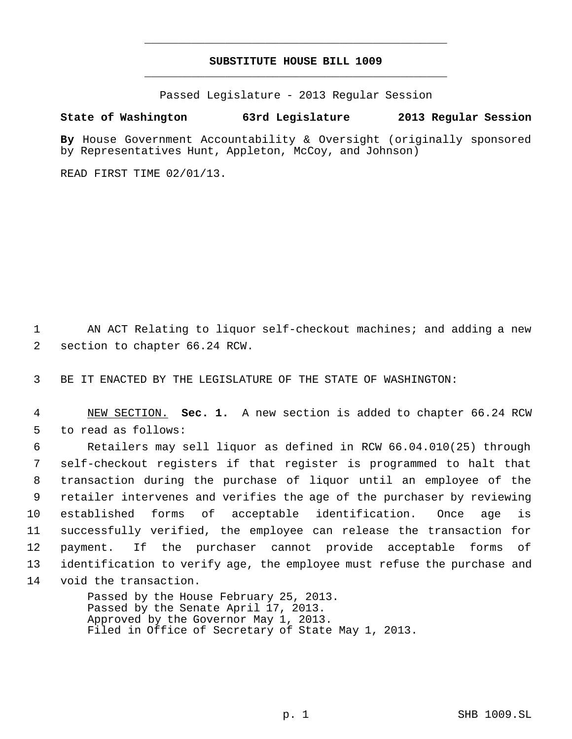## SUBSTITUTE HOUSE BILL 1009

Passed Legislature - 2013 Regular Session

**State of Washington 63rd Legislature 2013 Regular Session**

**By** House Government Accountability & Oversight (originally sponsored by Representatives Hunt, Appleton, McCoy, and Johnson)

READ FIRST TIME 02/01/13.

AN ACT Relating to liquor self-checkout machines; and adding a new section to chapter 66.24 RCW.

BE IT ENACTED BY THE LEGISLATURE OF THE STATE OF WASHINGTON:

NEW SECTION. **Sec. 1.** A new section is added to chapter 66.24 RCW to read as follows:

Retailers may sell liquor as defined in RCW 66.04.010(25) through self-checkout registers if that register is programmed to halt that transaction during the purchase of liquor until an employee of the retailer intervenes and verifies the age of the purchaser by reviewing established forms of acceptable identification. Once age is successfully verified, the employee can release the transaction for payment. If the purchaser cannot provide acceptable forms of identification to verify age, the employee must refuse the purchase and void the transaction.

Passed by the House February 25, 2013.
Passed by the Senate April 17, 2013.
Approved by the Governor May 1, 2013.
Filed in Office of Secretary of State May 1, 2013.